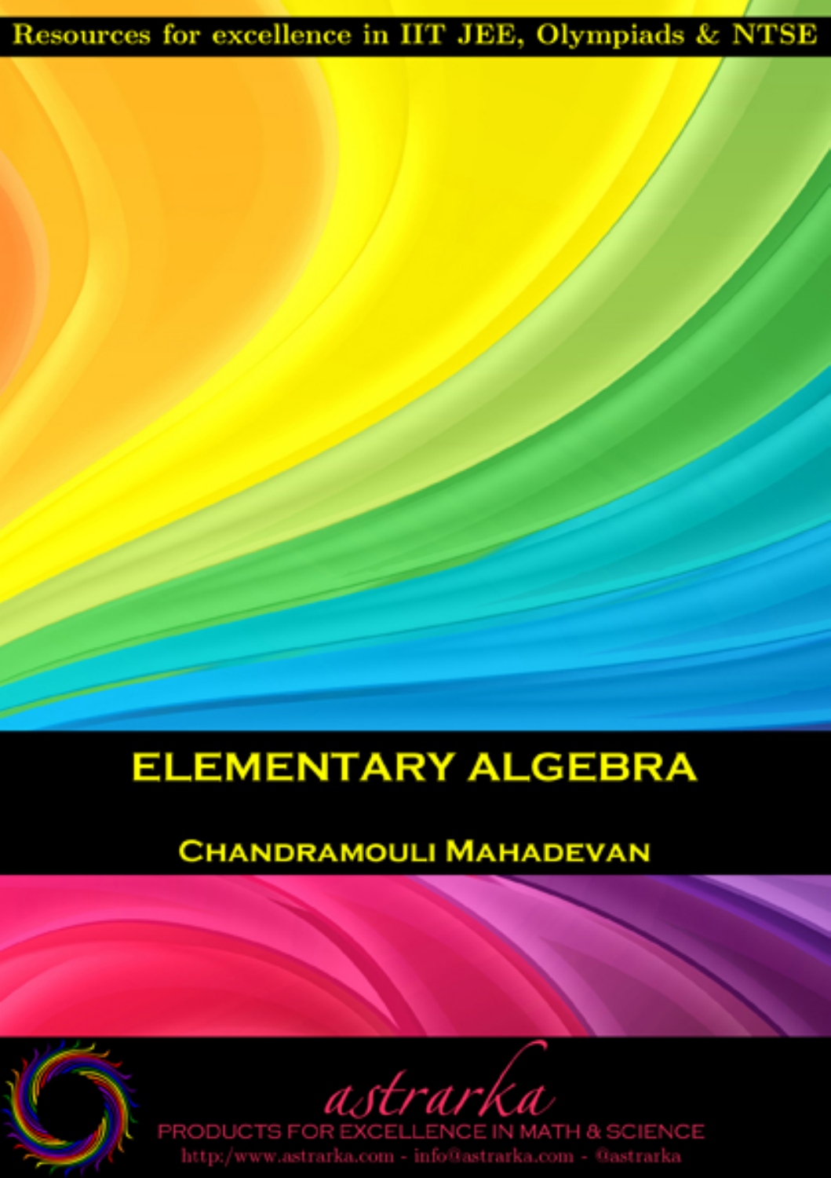Resources for excellence in IIT JEE, Olympiads & NTSE

# ELEMENTARY ALGEBRA

## Chandramouli Mahadevan

astrarka

PRODUCTS FOR EXCELLENCE IN MATH & SCIENCE

http:/www.astrarka.com - info@astrarka.com - @astrarka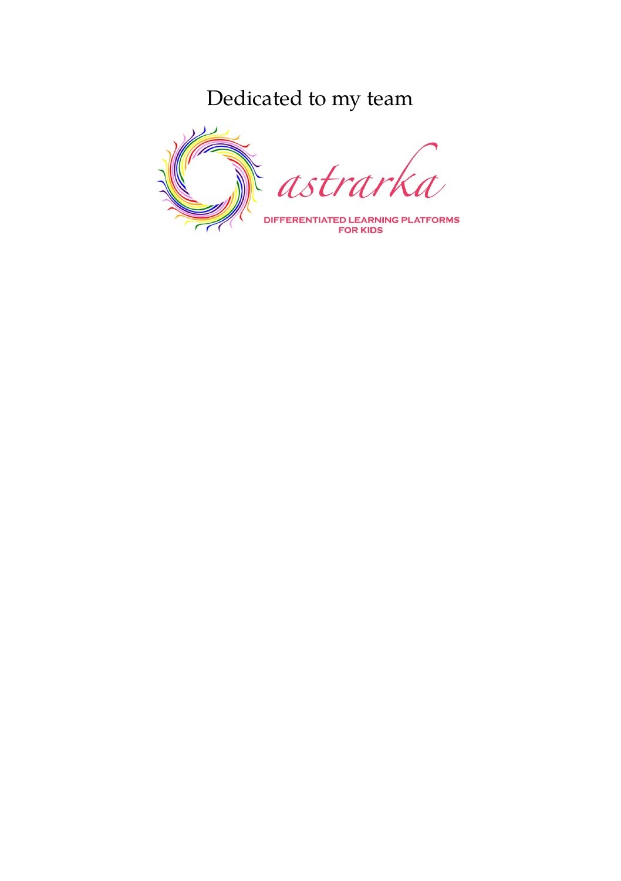Dedicated to my team

astrarka

DIFFERENTIATED LEARNING PLATFORMS FOR KIDS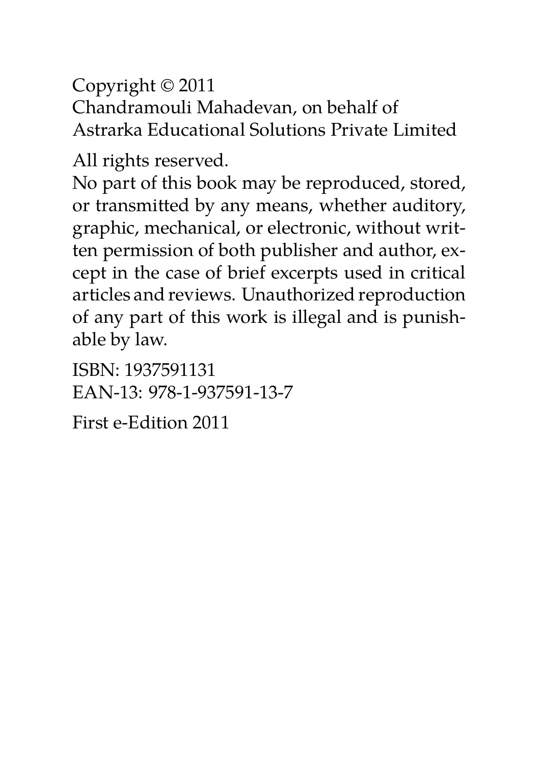Copyright © 2011
Chandramouli Mahadevan, on behalf of
Astrarka Educational Solutions Private Limited

All rights reserved.
No part of this book may be reproduced, stored, or transmitted by any means, whether auditory, graphic, mechanical, or electronic, without written permission of both publisher and author, except in the case of brief excerpts used in critical articles and reviews. Unauthorized reproduction of any part of this work is illegal and is punishable by law.

ISBN: 1937591131
EAN-13: 978-1-937591-13-7

First e-Edition 2011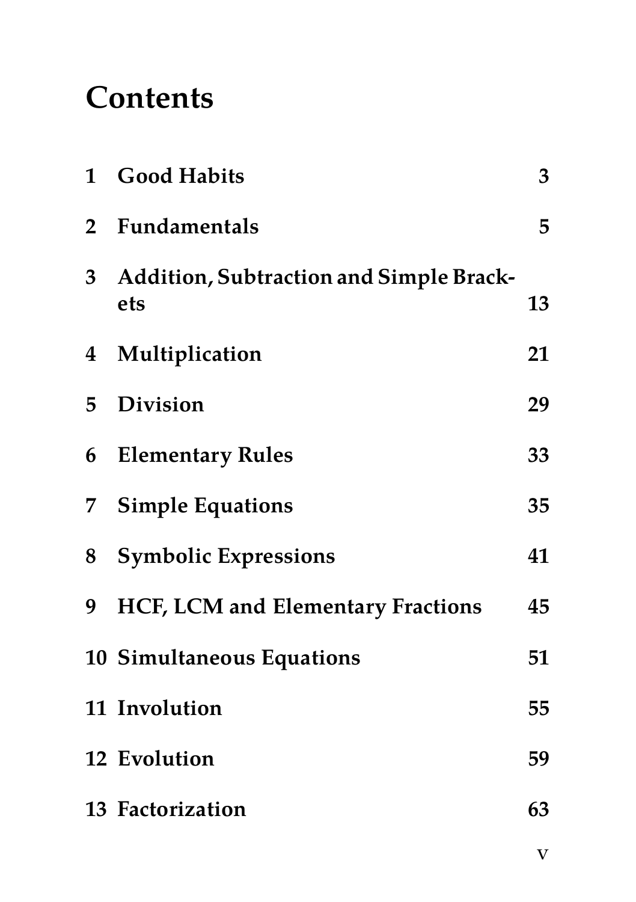# Contents

| | | |
|---|---|---|
| 1 | Good Habits | 3 |
| 2 | Fundamentals | 5 |
| 3 | Addition, Subtraction and Simple Brackets | 13 |
| 4 | Multiplication | 21 |
| 5 | Division | 29 |
| 6 | Elementary Rules | 33 |
| 7 | Simple Equations | 35 |
| 8 | Symbolic Expressions | 41 |
| 9 | HCF, LCM and Elementary Fractions | 45 |
| 10 | Simultaneous Equations | 51 |
| 11 | Involution | 55 |
| 12 | Evolution | 59 |
| 13 | Factorization | 63 |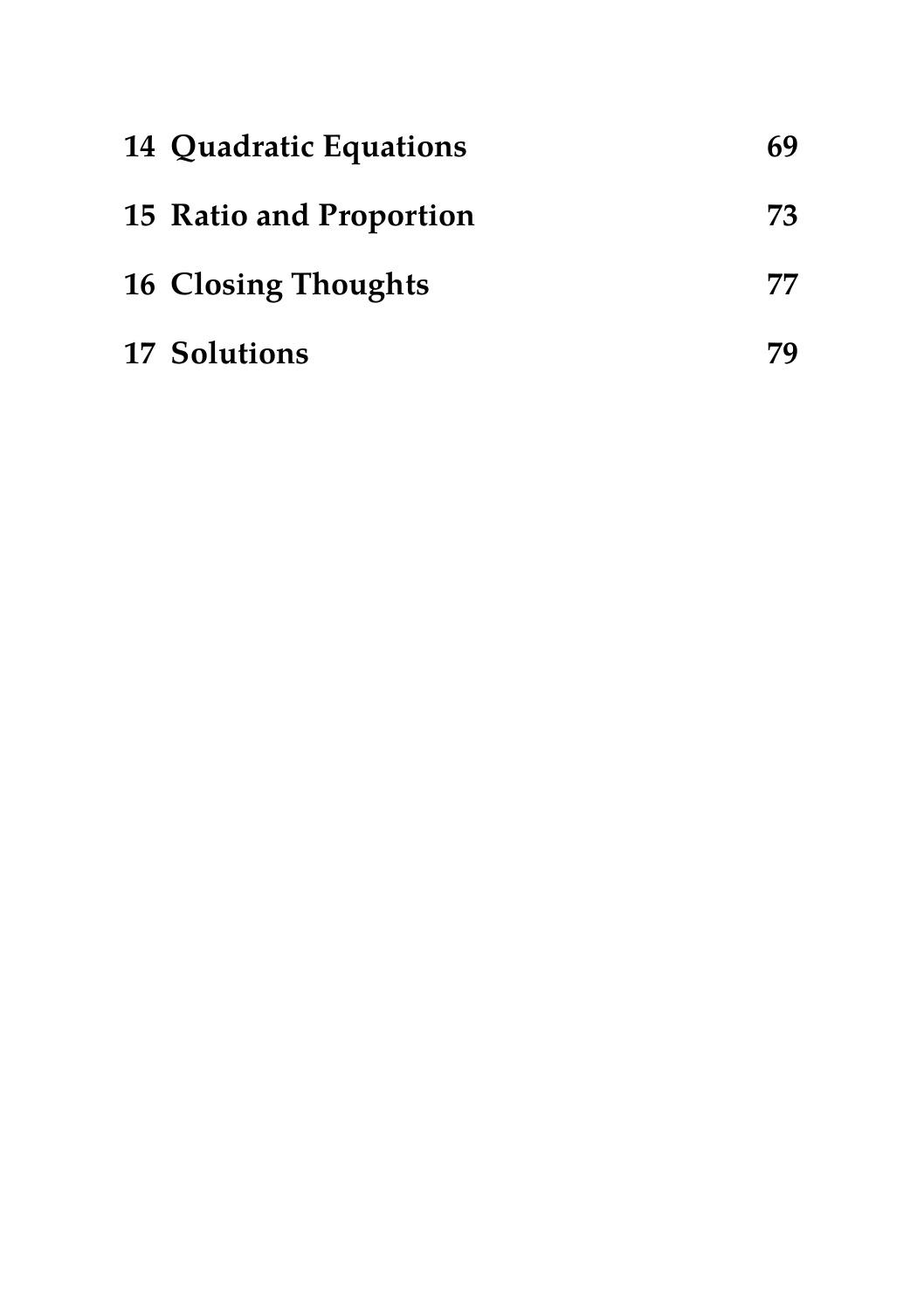**14 Quadratic Equations** 69

**15 Ratio and Proportion** 73

**16 Closing Thoughts** 77

**17 Solutions** 79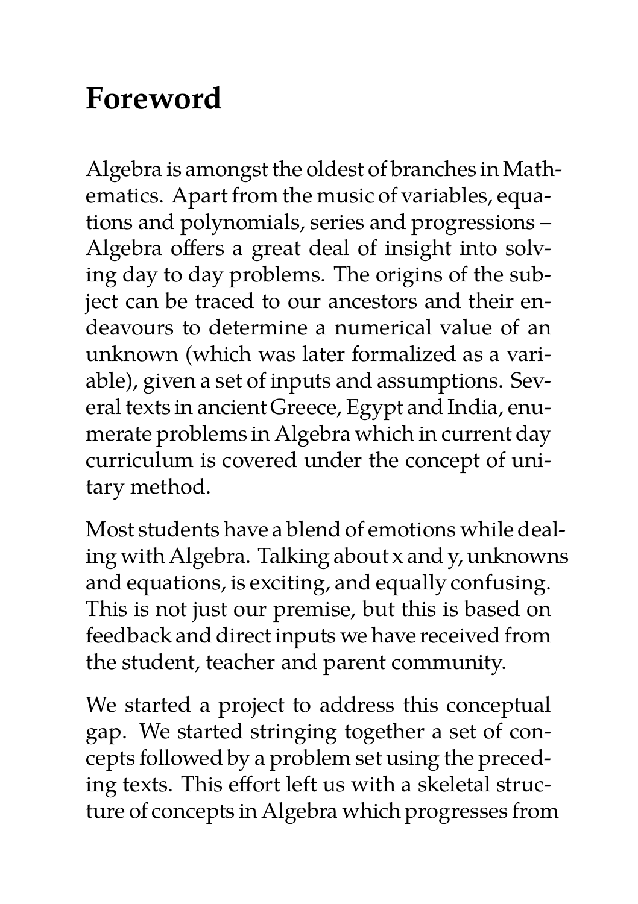# Foreword

Algebra is amongst the oldest of branches in Mathematics. Apart from the music of variables, equations and polynomials, series and progressions – Algebra offers a great deal of insight into solving day to day problems. The origins of the subject can be traced to our ancestors and their endeavours to determine a numerical value of an unknown (which was later formalized as a variable), given a set of inputs and assumptions. Several texts in ancient Greece, Egypt and India, enumerate problems in Algebra which in current day curriculum is covered under the concept of unitary method.

Most students have a blend of emotions while dealing with Algebra. Talking about x and y, unknowns and equations, is exciting, and equally confusing. This is not just our premise, but this is based on feedback and direct inputs we have received from the student, teacher and parent community.

We started a project to address this conceptual gap. We started stringing together a set of concepts followed by a problem set using the preceding texts. This effort left us with a skeletal structure of concepts in Algebra which progresses from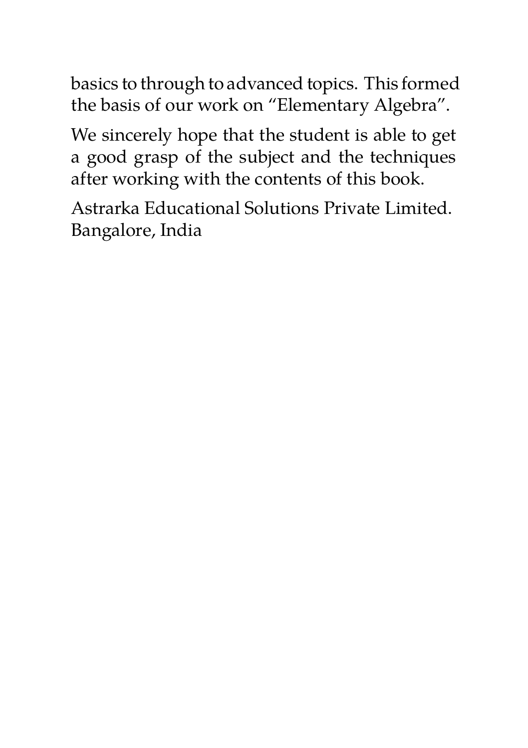basics to through to advanced topics. This formed the basis of our work on "Elementary Algebra".

We sincerely hope that the student is able to get a good grasp of the subject and the techniques after working with the contents of this book.

Astrarka Educational Solutions Private Limited.
Bangalore, India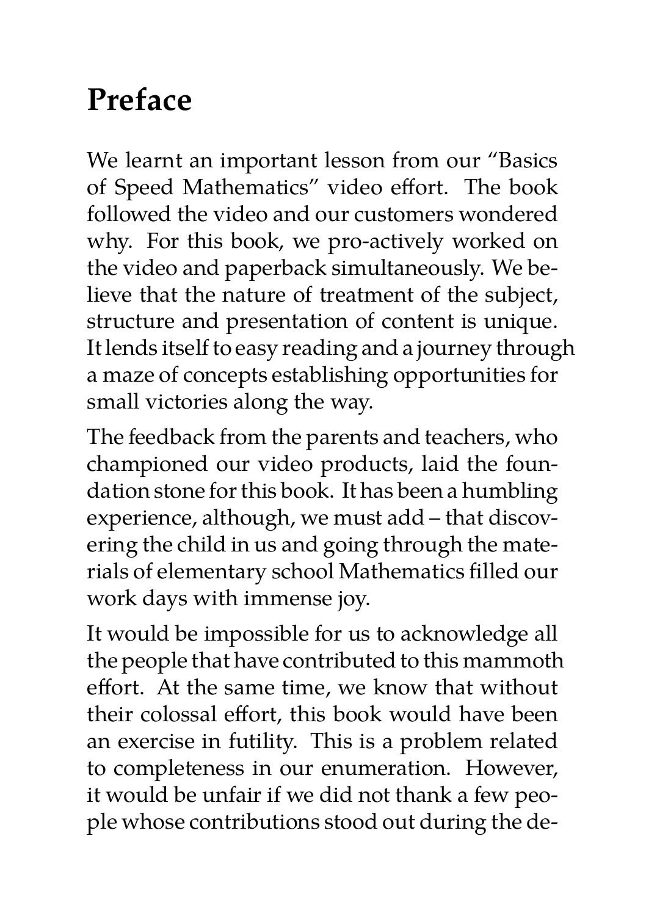# Preface

We learnt an important lesson from our "Basics of Speed Mathematics" video effort. The book followed the video and our customers wondered why. For this book, we pro-actively worked on the video and paperback simultaneously. We believe that the nature of treatment of the subject, structure and presentation of content is unique. It lends itself to easy reading and a journey through a maze of concepts establishing opportunities for small victories along the way.

The feedback from the parents and teachers, who championed our video products, laid the foundation stone for this book. It has been a humbling experience, although, we must add – that discovering the child in us and going through the materials of elementary school Mathematics filled our work days with immense joy.

It would be impossible for us to acknowledge all the people that have contributed to this mammoth effort. At the same time, we know that without their colossal effort, this book would have been an exercise in futility. This is a problem related to completeness in our enumeration. However, it would be unfair if we did not thank a few people whose contributions stood out during the de-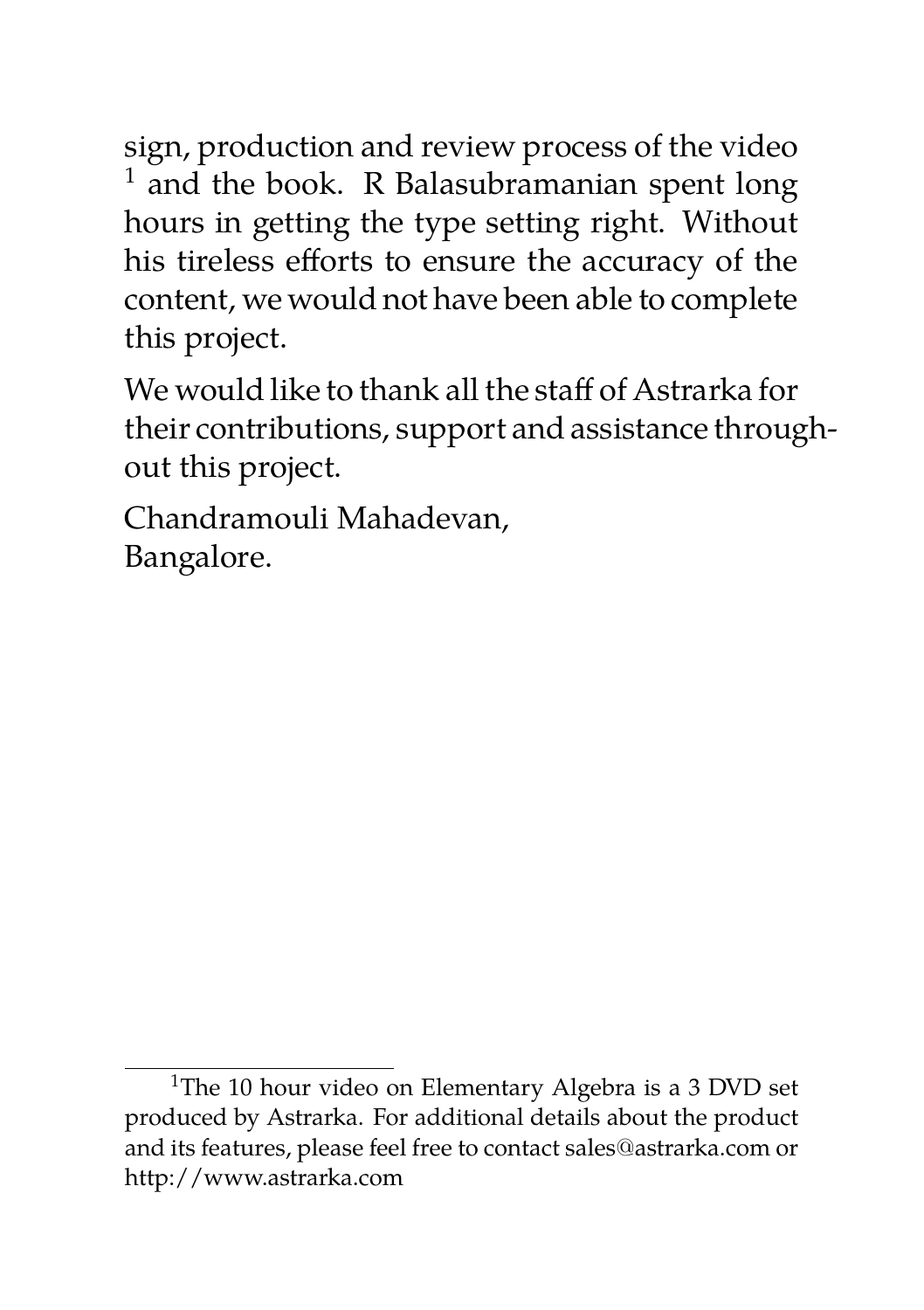sign, production and review process of the video [1] and the book. R Balasubramanian spent long hours in getting the type setting right. Without his tireless efforts to ensure the accuracy of the content, we would not have been able to complete this project.

We would like to thank all the staff of Astrarka for their contributions, support and assistance throughout this project.

Chandramouli Mahadevan,
Bangalore.

---

[1] The 10 hour video on Elementary Algebra is a 3 DVD set produced by Astrarka. For additional details about the product and its features, please feel free to contact sales@astrarka.com or http://www.astrarka.com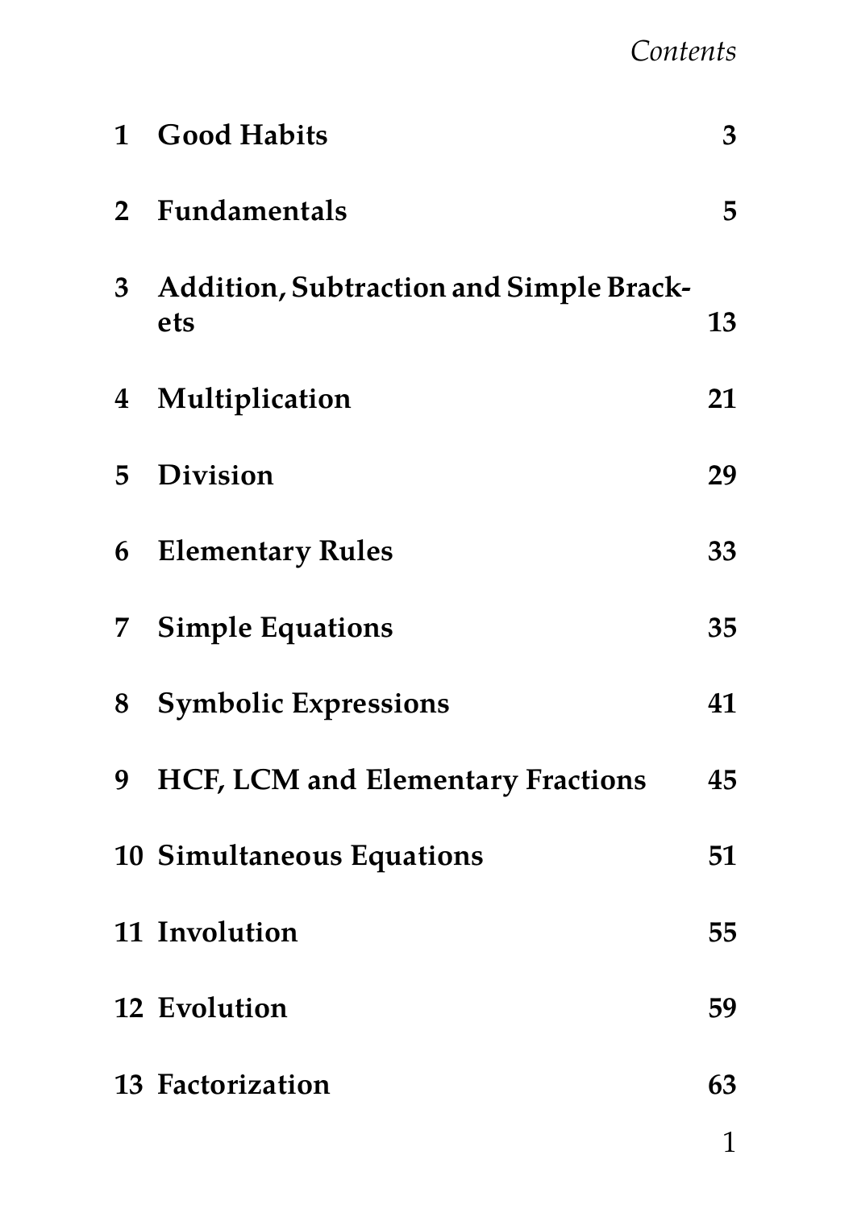# Contents

| | | |
|---|---|---|
| 1 | **Good Habits** | **3** |
| 2 | **Fundamentals** | **5** |
| 3 | **Addition, Subtraction and Simple Brackets** | **13** |
| 4 | **Multiplication** | **21** |
| 5 | **Division** | **29** |
| 6 | **Elementary Rules** | **33** |
| 7 | **Simple Equations** | **35** |
| 8 | **Symbolic Expressions** | **41** |
| 9 | **HCF, LCM and Elementary Fractions** | **45** |
| 10 | **Simultaneous Equations** | **51** |
| 11 | **Involution** | **55** |
| 12 | **Evolution** | **59** |
| 13 | **Factorization** | **63** |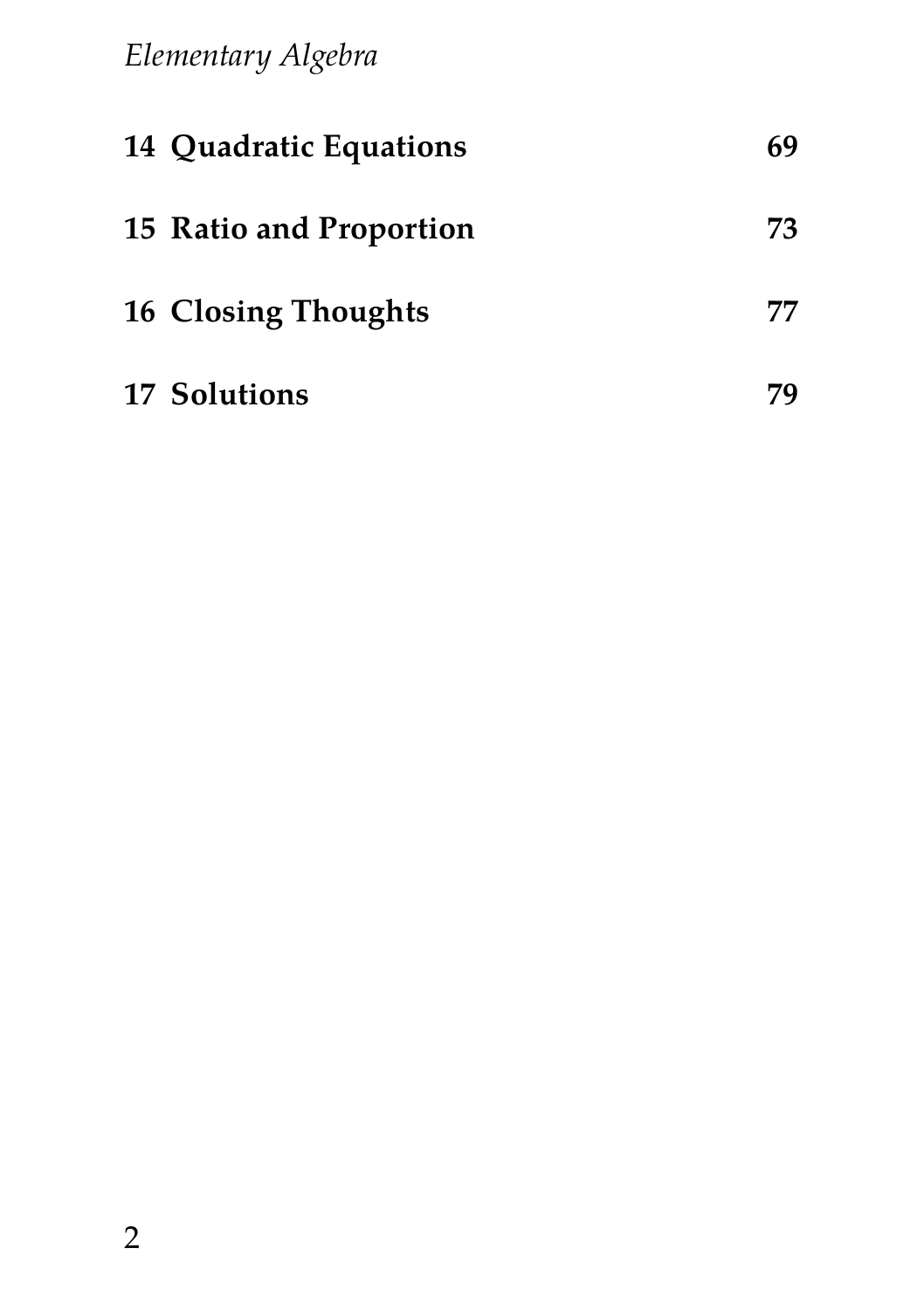**14 Quadratic Equations** **69**

**15 Ratio and Proportion** **73**

**16 Closing Thoughts** **77**

**17 Solutions** **79**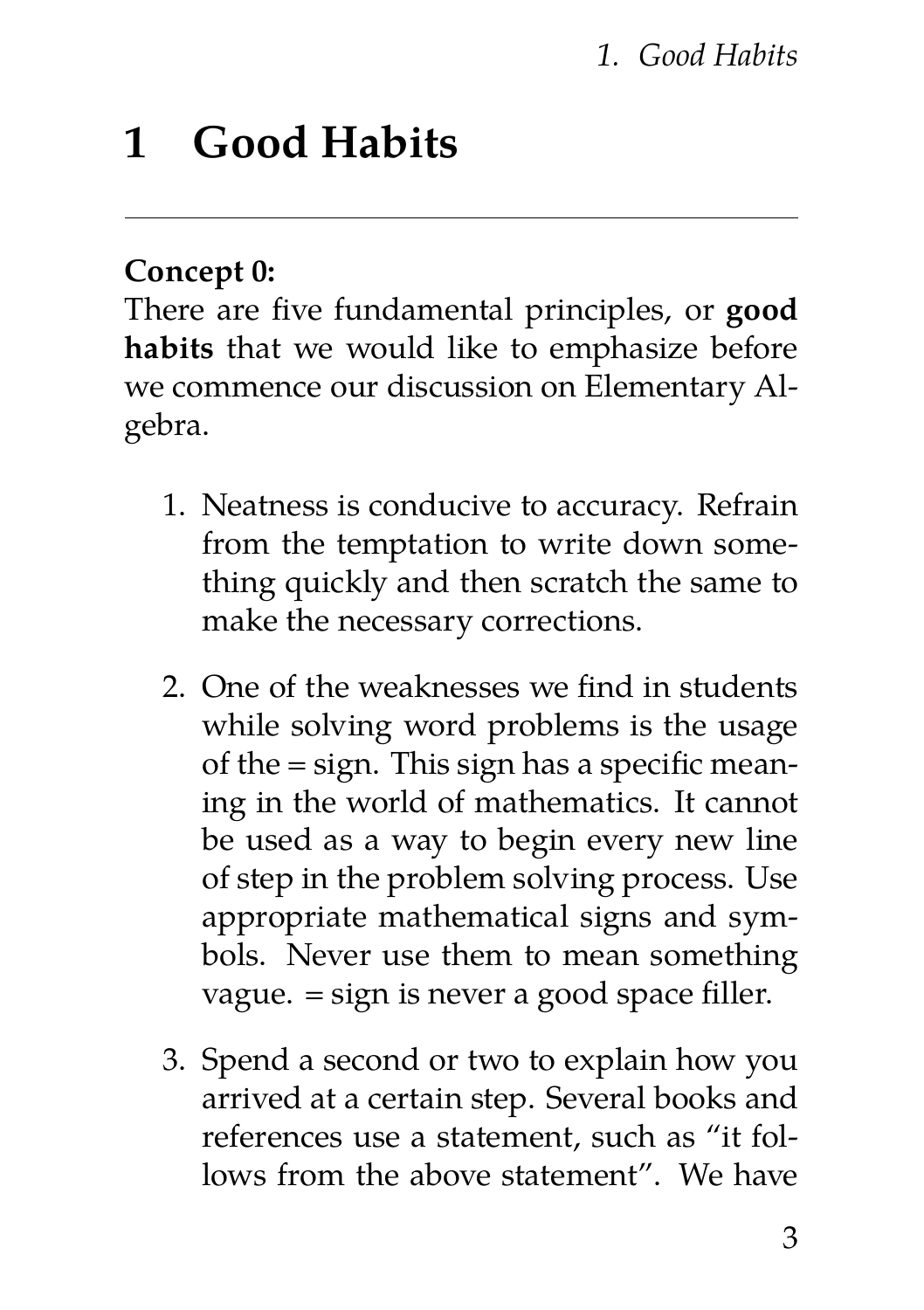# 1 Good Habits

**Concept 0:**
There are five fundamental principles, or **good habits** that we would like to emphasize before we commence our discussion on Elementary Algebra.

1. Neatness is conducive to accuracy. Refrain from the temptation to write down something quickly and then scratch the same to make the necessary corrections.

2. One of the weaknesses we find in students while solving word problems is the usage of the = sign. This sign has a specific meaning in the world of mathematics. It cannot be used as a way to begin every new line of step in the problem solving process. Use appropriate mathematical signs and symbols. Never use them to mean something vague. = sign is never a good space filler.

3. Spend a second or two to explain how you arrived at a certain step. Several books and references use a statement, such as "it follows from the above statement". We have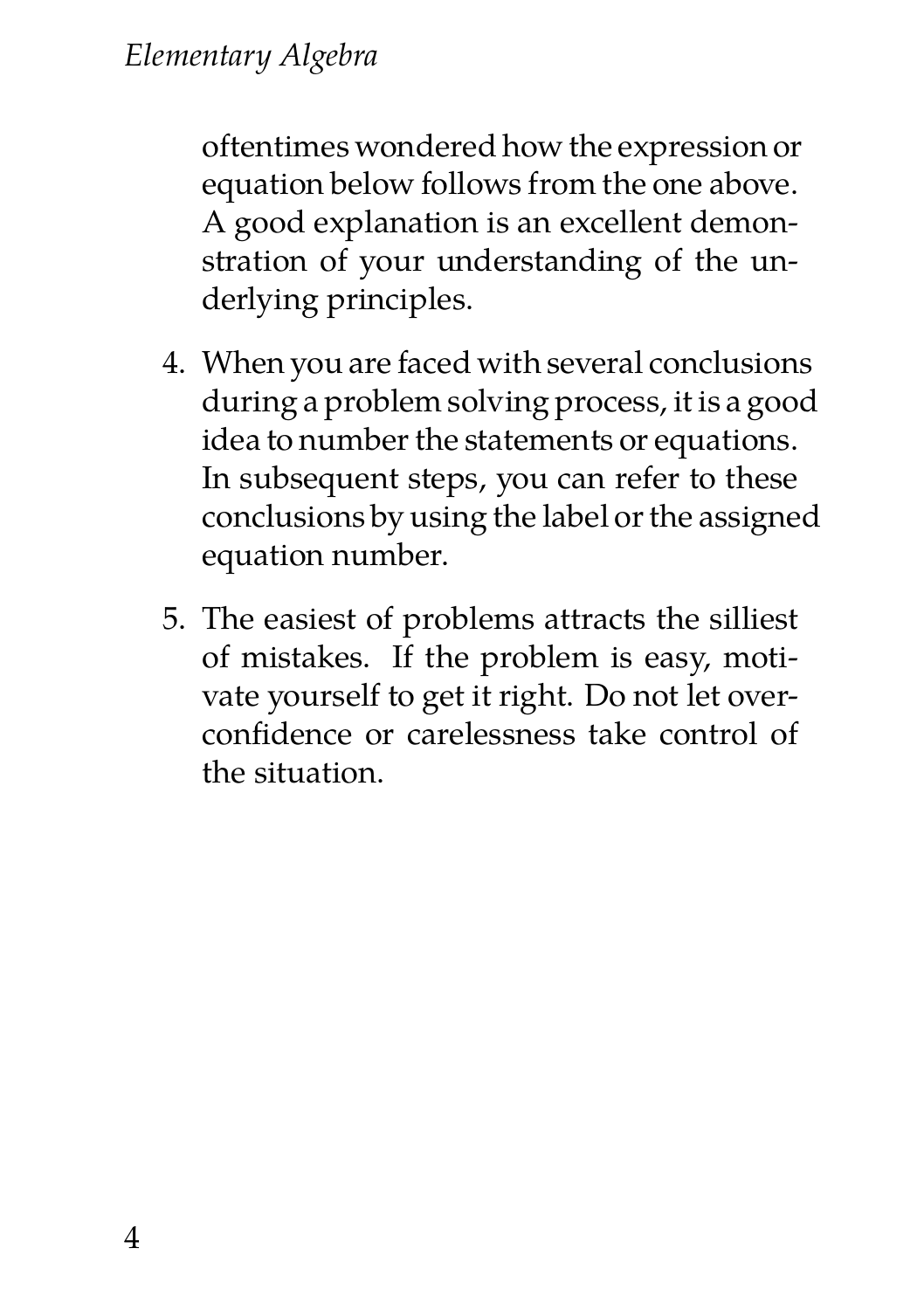oftentimes wondered how the expression or equation below follows from the one above. A good explanation is an excellent demonstration of your understanding of the underlying principles.

4. When you are faced with several conclusions during a problem solving process, it is a good idea to number the statements or equations. In subsequent steps, you can refer to these conclusions by using the label or the assigned equation number.

5. The easiest of problems attracts the silliest of mistakes. If the problem is easy, motivate yourself to get it right. Do not let overconfidence or carelessness take control of the situation.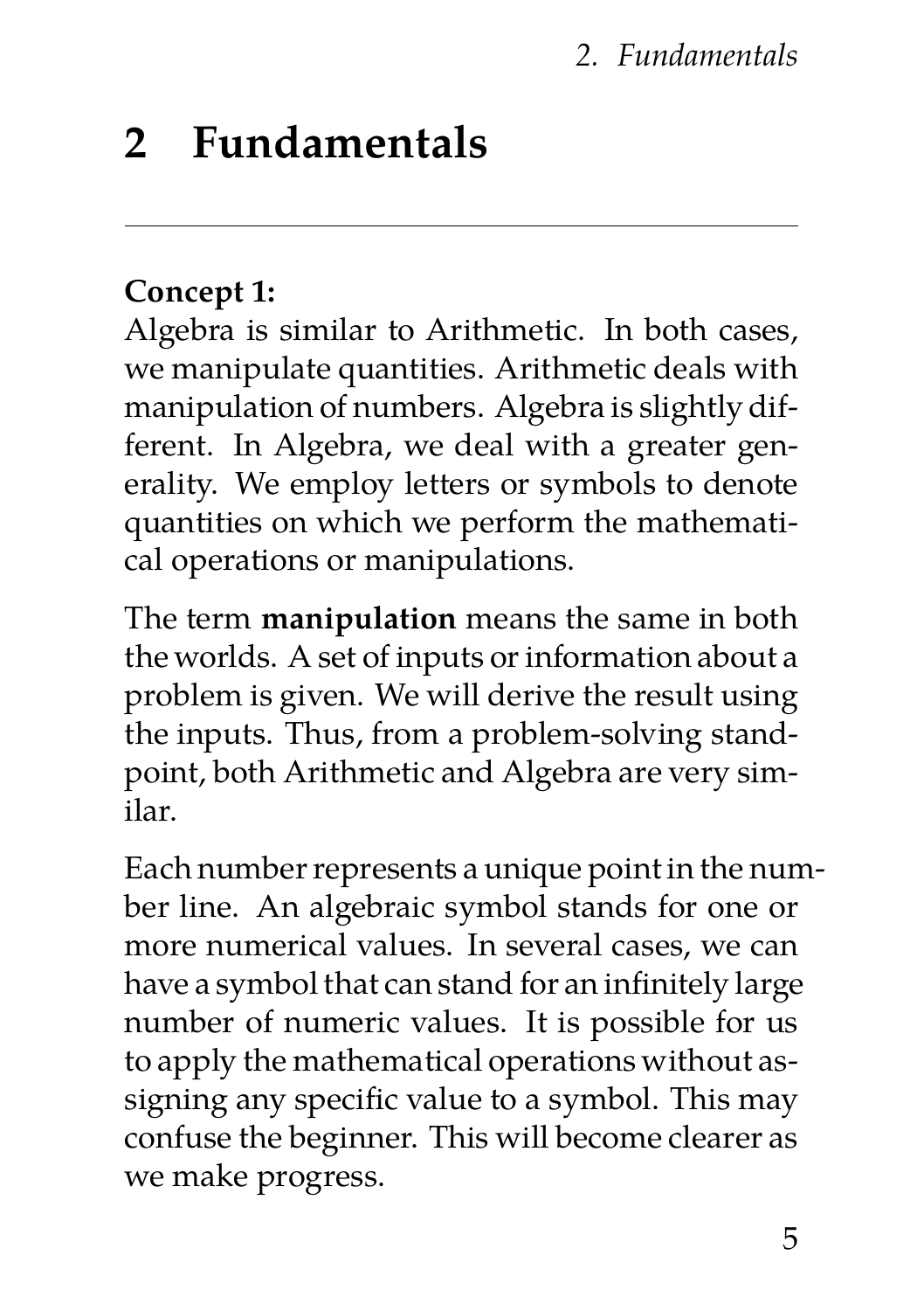# 2 Fundamentals

---

**Concept 1:**
Algebra is similar to Arithmetic. In both cases, we manipulate quantities. Arithmetic deals with manipulation of numbers. Algebra is slightly different. In Algebra, we deal with a greater generality. We employ letters or symbols to denote quantities on which we perform the mathematical operations or manipulations.

The term **manipulation** means the same in both the worlds. A set of inputs or information about a problem is given. We will derive the result using the inputs. Thus, from a problem-solving standpoint, both Arithmetic and Algebra are very similar.

Each number represents a unique point in the number line. An algebraic symbol stands for one or more numerical values. In several cases, we can have a symbol that can stand for an infinitely large number of numeric values. It is possible for us to apply the mathematical operations without assigning any specific value to a symbol. This may confuse the beginner. This will become clearer as we make progress.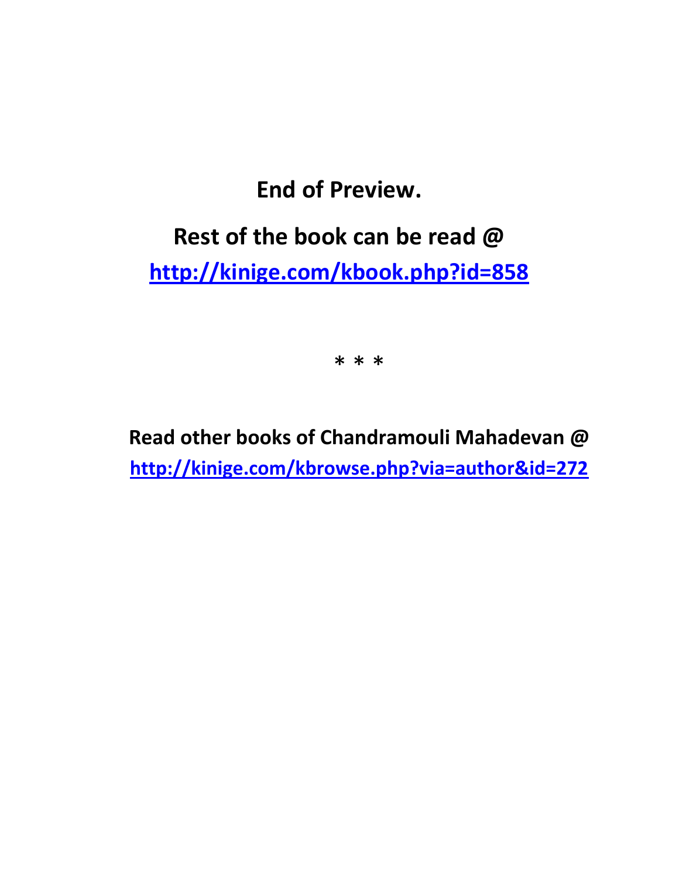**End of Preview.**

**Rest of the book can be read @**
**http://kinige.com/kbook.php?id=858**

**\* \* \***

**Read other books of Chandramouli Mahadevan @**
**http://kinige.com/kbrowse.php?via=author&id=272**